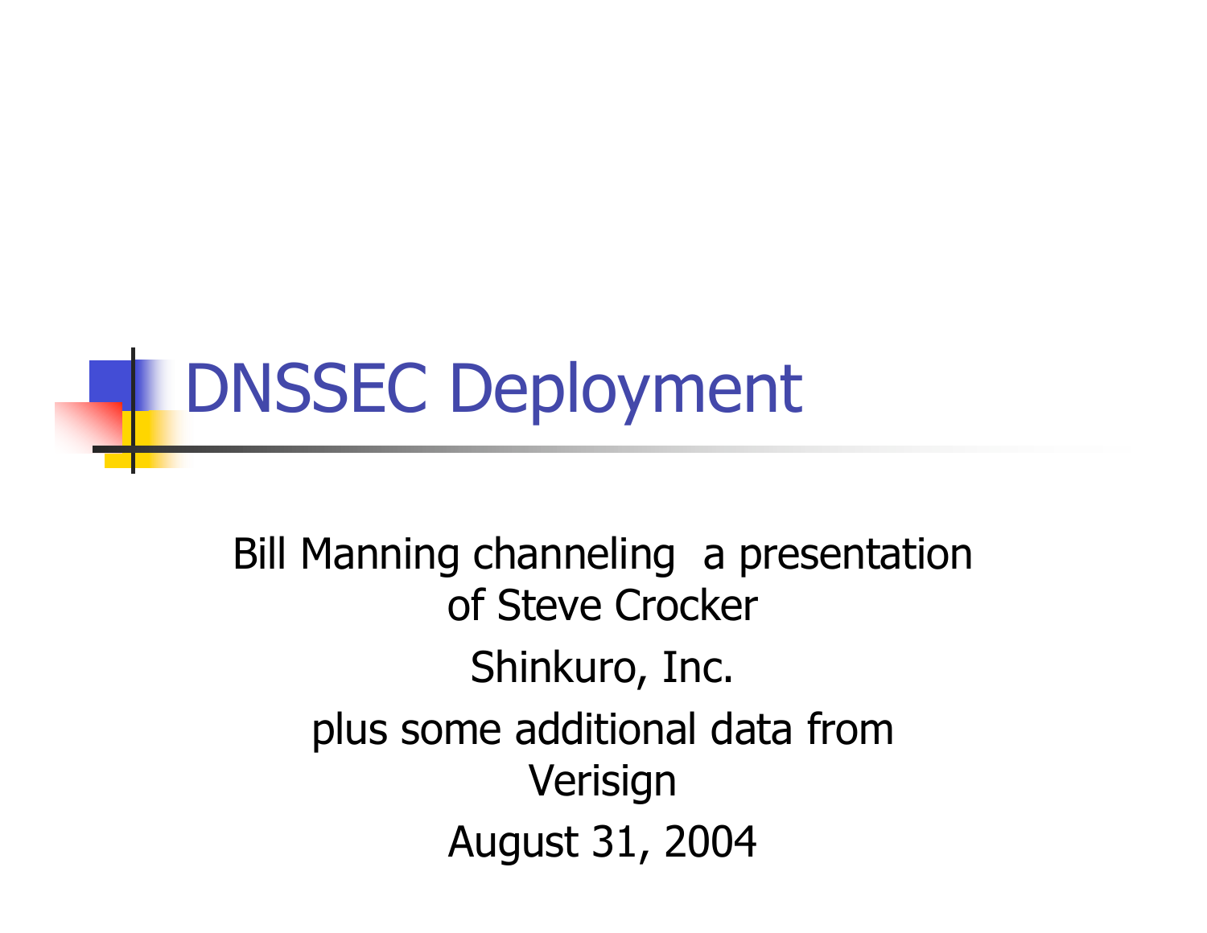# DNSSEC Deployment

Bill Manning channeling a presentation of Steve Crocker

Shinkuro, Inc.

plus some additional data from Verisign

August 31, 2004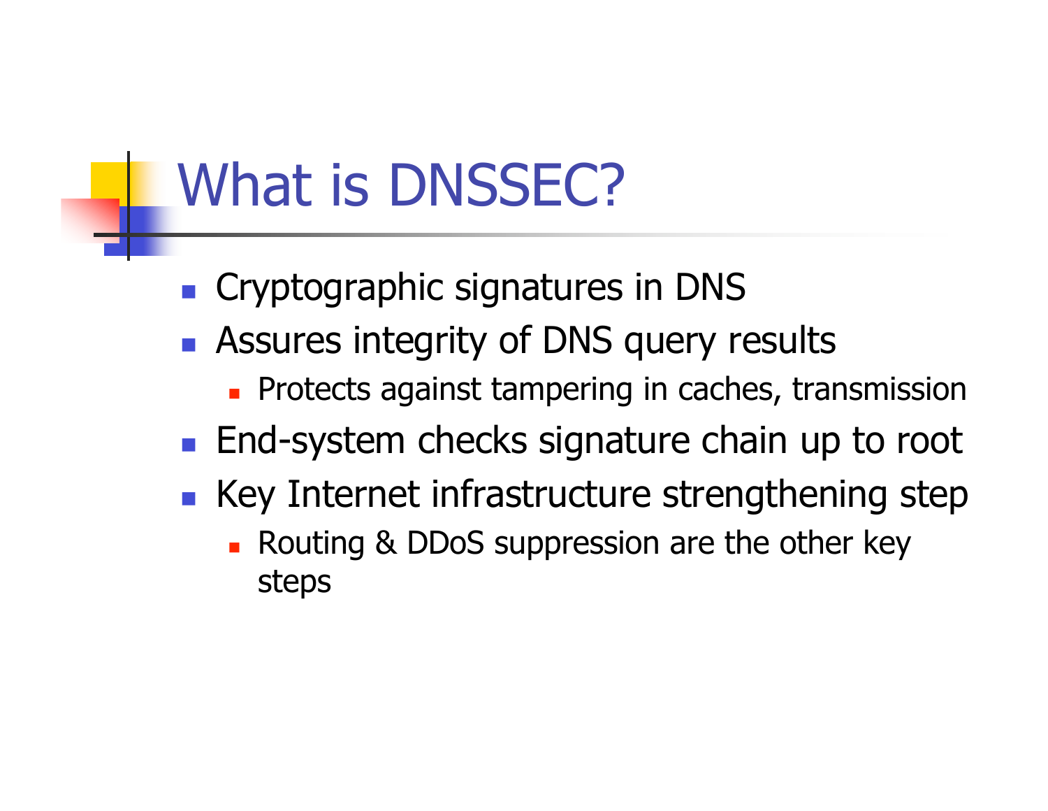# What is DNSSEC?

- Cryptographic signatures in DNS
- Assures integrity of DNS query results
  - Protects against tampering in caches, transmission
- End-system checks signature chain up to root
- Key Internet infrastructure strengthening step
  - Routing & DDoS suppression are the other key steps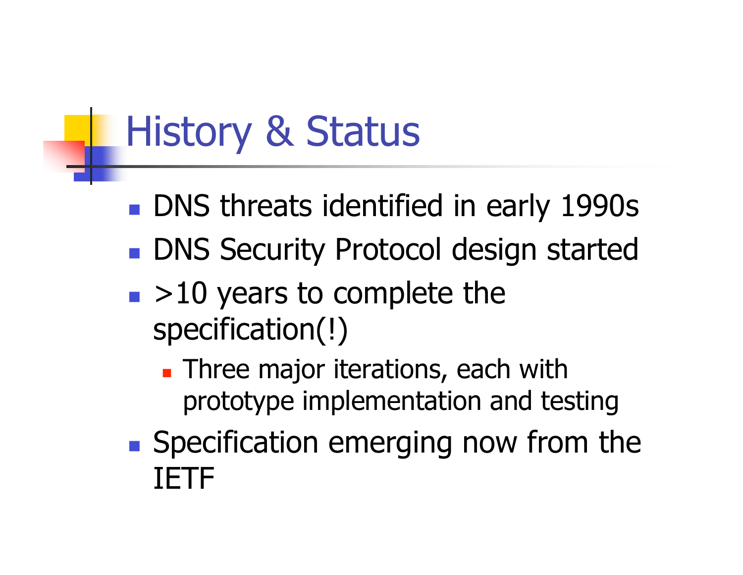# History & Status

- DNS threats identified in early 1990s
- DNS Security Protocol design started
- >10 years to complete the specification(!)
  - Three major iterations, each with prototype implementation and testing
- Specification emerging now from the IETF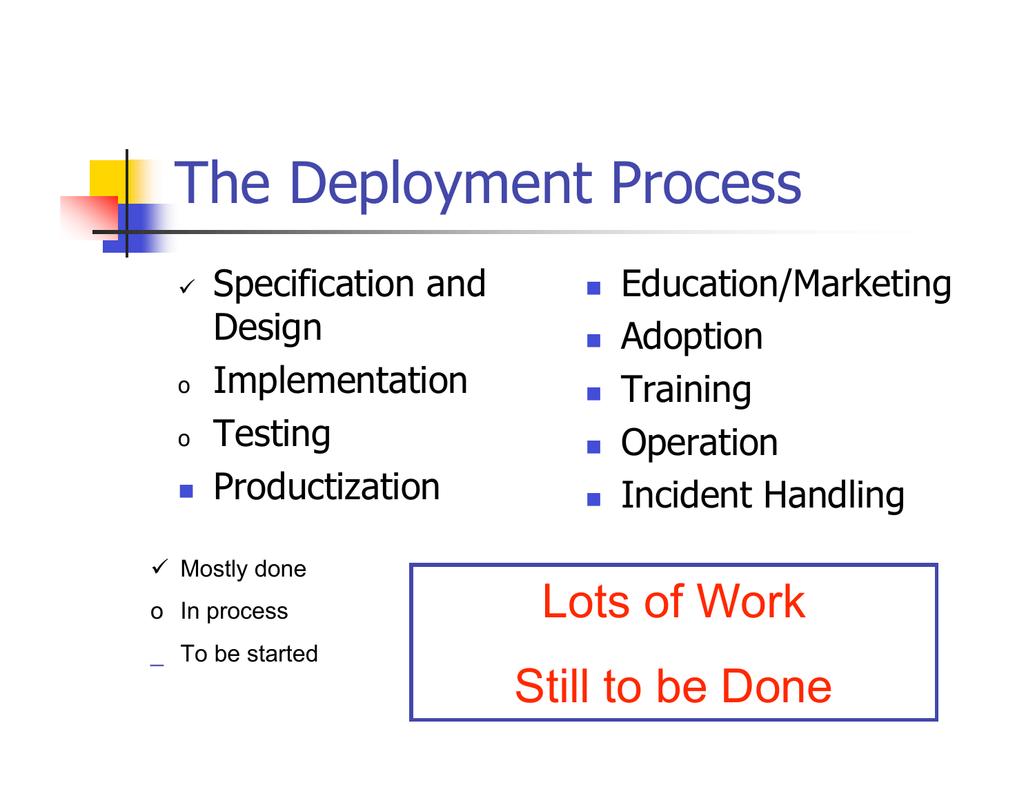# The Deployment Process

- ✓ Specification and Design
- o Implementation
- o Testing
- Productization
- Education/Marketing
- Adoption
- Training
- Operation
- Incident Handling

✓ Mostly done

o In process

_ To be started

**Lots of Work**

**Still to be Done**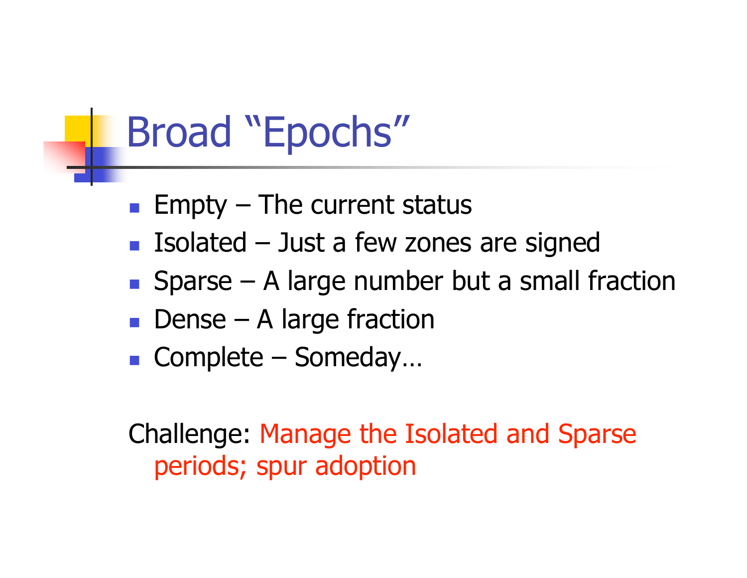# Broad "Epochs"

- Empty – The current status
- Isolated – Just a few zones are signed
- Sparse – A large number but a small fraction
- Dense – A large fraction
- Complete – Someday…

Challenge: Manage the Isolated and Sparse periods; spur adoption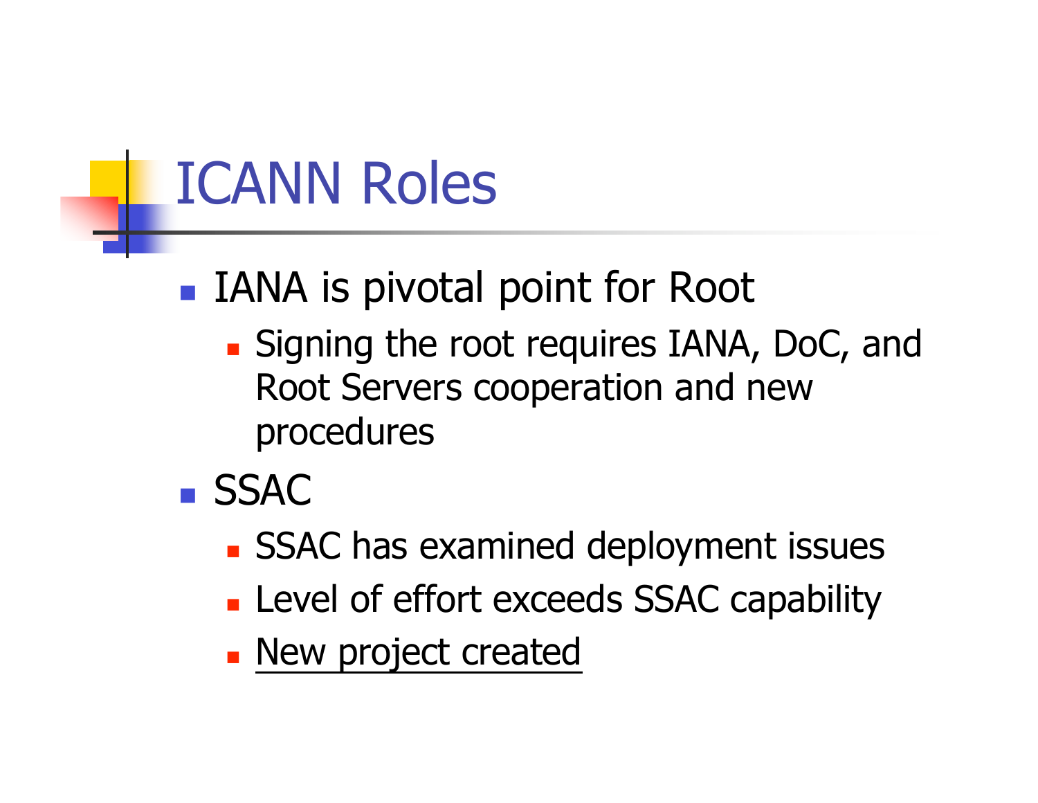# ICANN Roles

- IANA is pivotal point for Root
  - Signing the root requires IANA, DoC, and Root Servers cooperation and new procedures
- SSAC
  - SSAC has examined deployment issues
  - Level of effort exceeds SSAC capability
  - New project created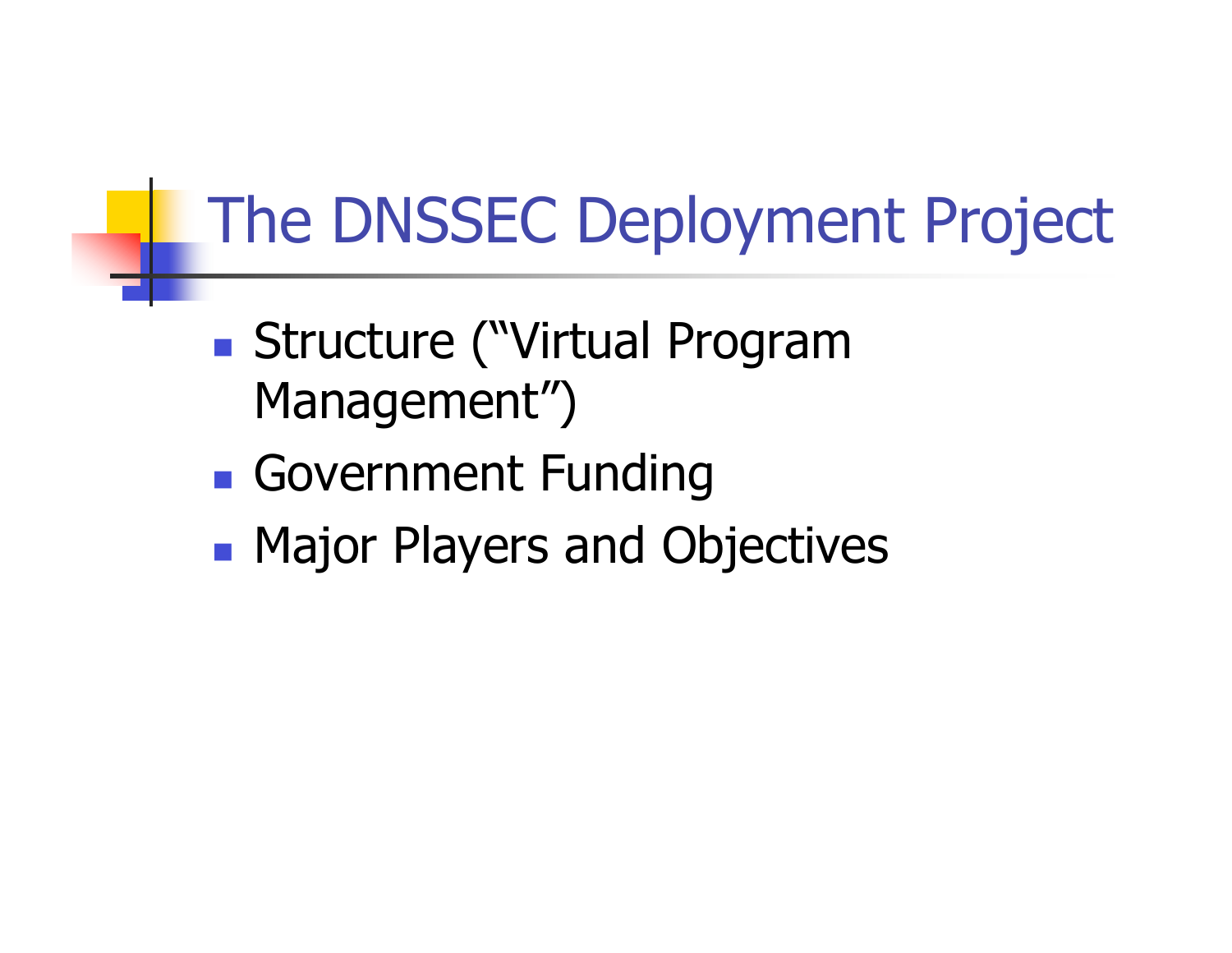# The DNSSEC Deployment Project

- Structure (“Virtual Program Management”)
- Government Funding
- Major Players and Objectives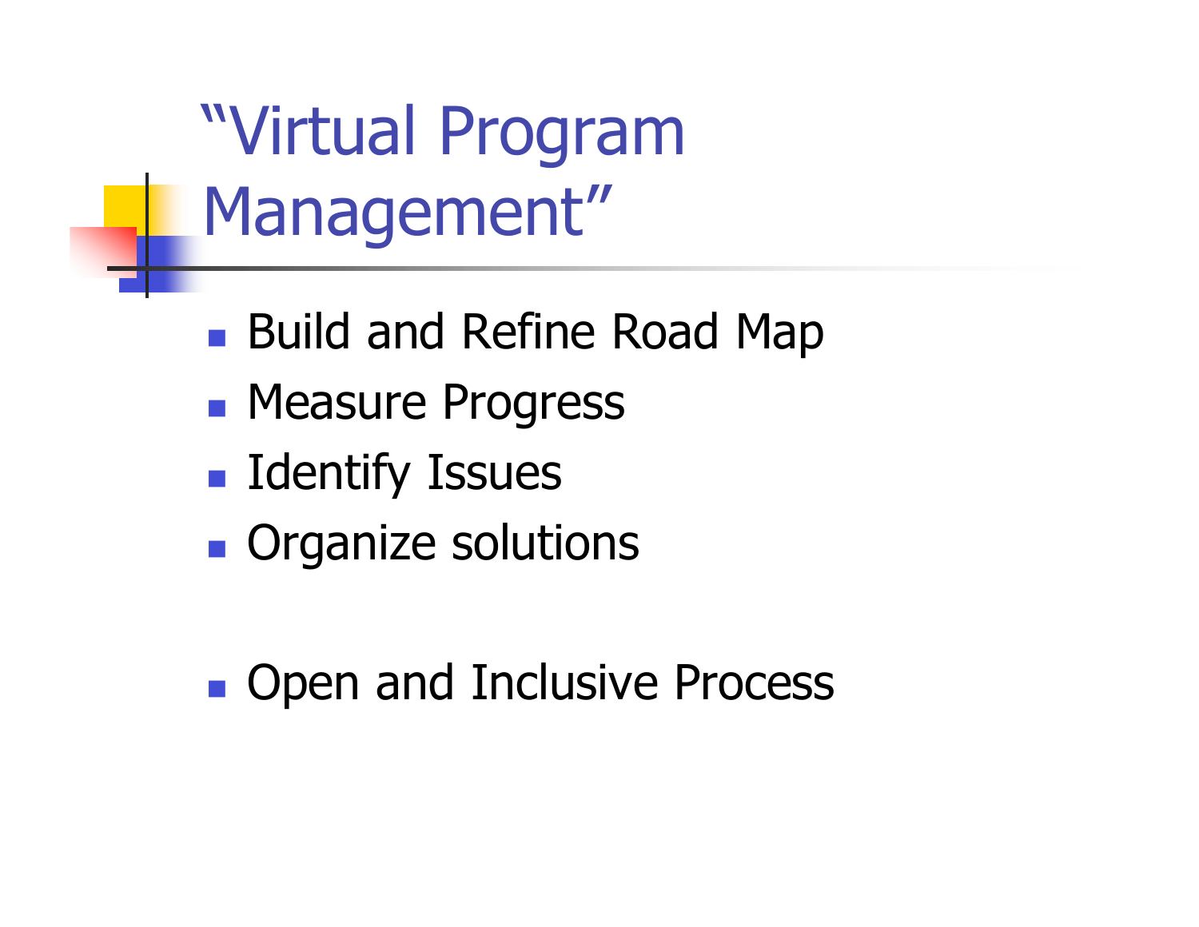# "Virtual Program Management"

- Build and Refine Road Map
- Measure Progress
- Identify Issues
- Organize solutions

- Open and Inclusive Process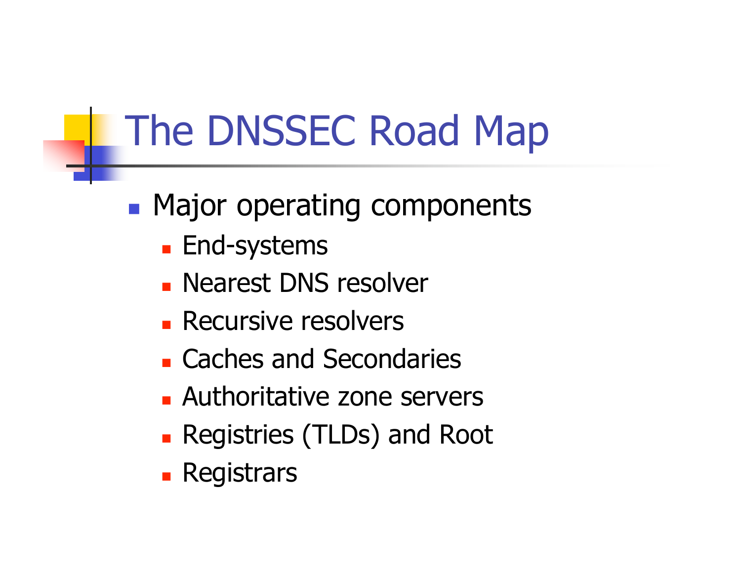# The DNSSEC Road Map

- Major operating components
  - End-systems
  - Nearest DNS resolver
  - Recursive resolvers
  - Caches and Secondaries
  - Authoritative zone servers
  - Registries (TLDs) and Root
  - Registrars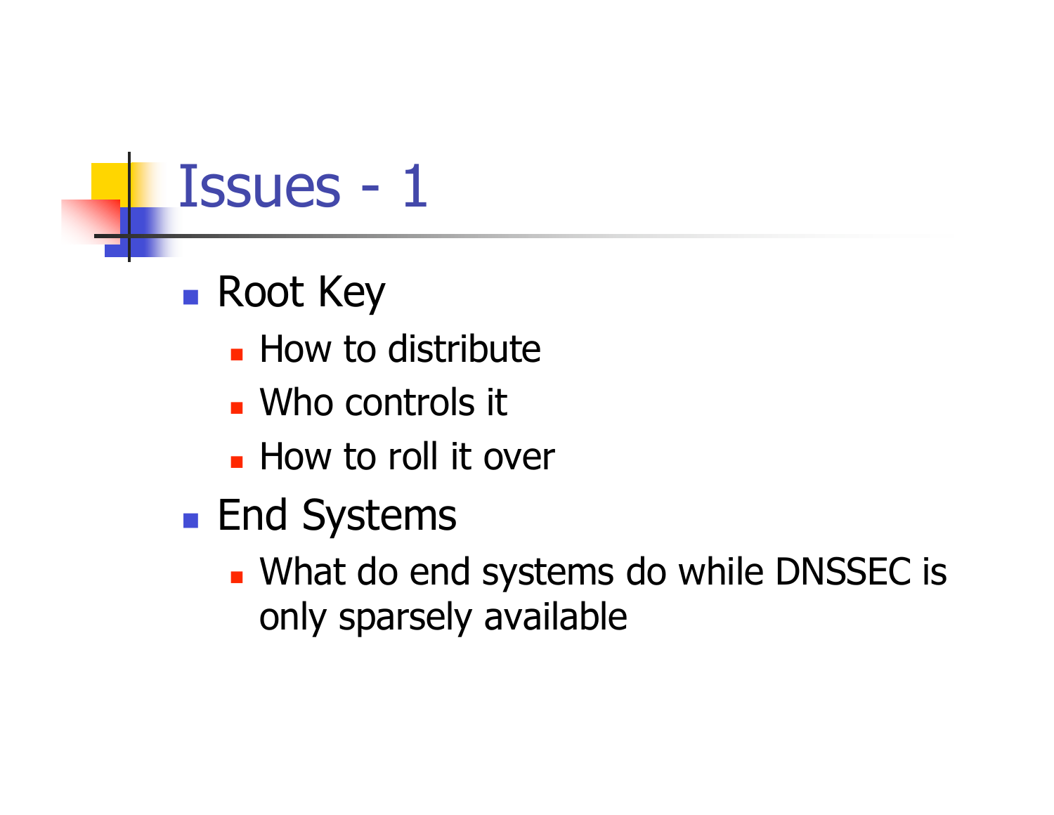# Issues - 1

- Root Key
  - How to distribute
  - Who controls it
  - How to roll it over
- End Systems
  - What do end systems do while DNSSEC is only sparsely available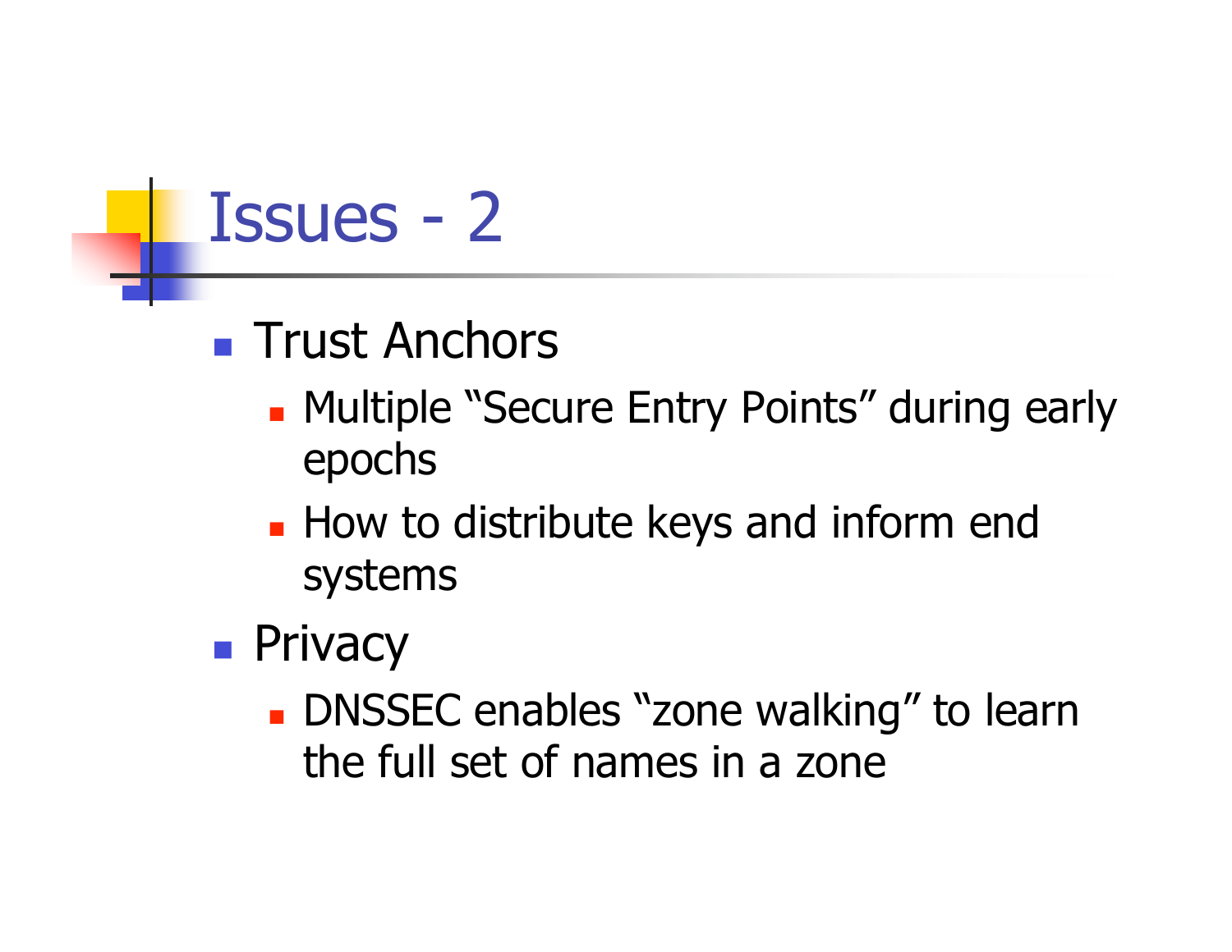# Issues - 2

- Trust Anchors
  - Multiple “Secure Entry Points” during early epochs
  - How to distribute keys and inform end systems
- Privacy
  - DNSSEC enables “zone walking” to learn the full set of names in a zone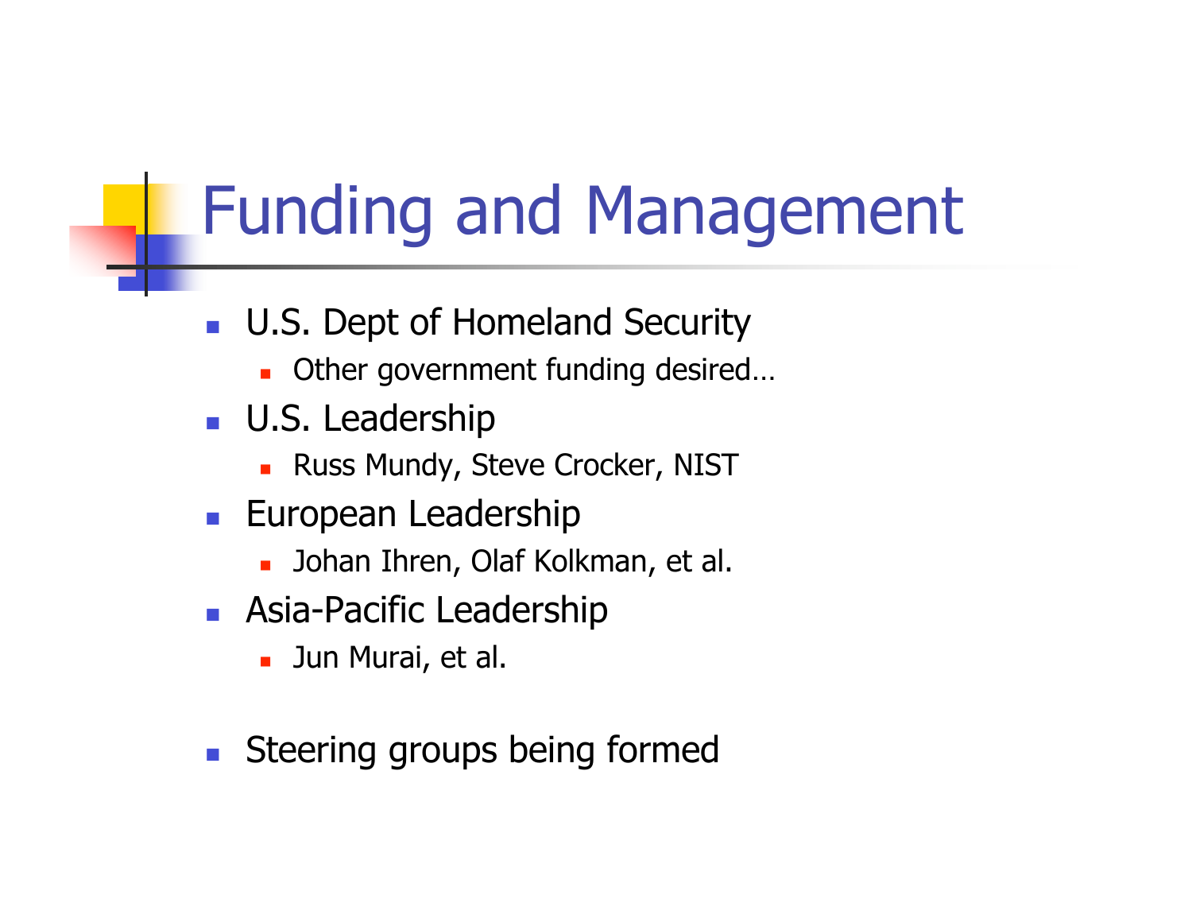# Funding and Management

- U.S. Dept of Homeland Security
  - Other government funding desired…
- U.S. Leadership
  - Russ Mundy, Steve Crocker, NIST
- European Leadership
  - Johan Ihren, Olaf Kolkman, et al.
- Asia-Pacific Leadership
  - Jun Murai, et al.

- Steering groups being formed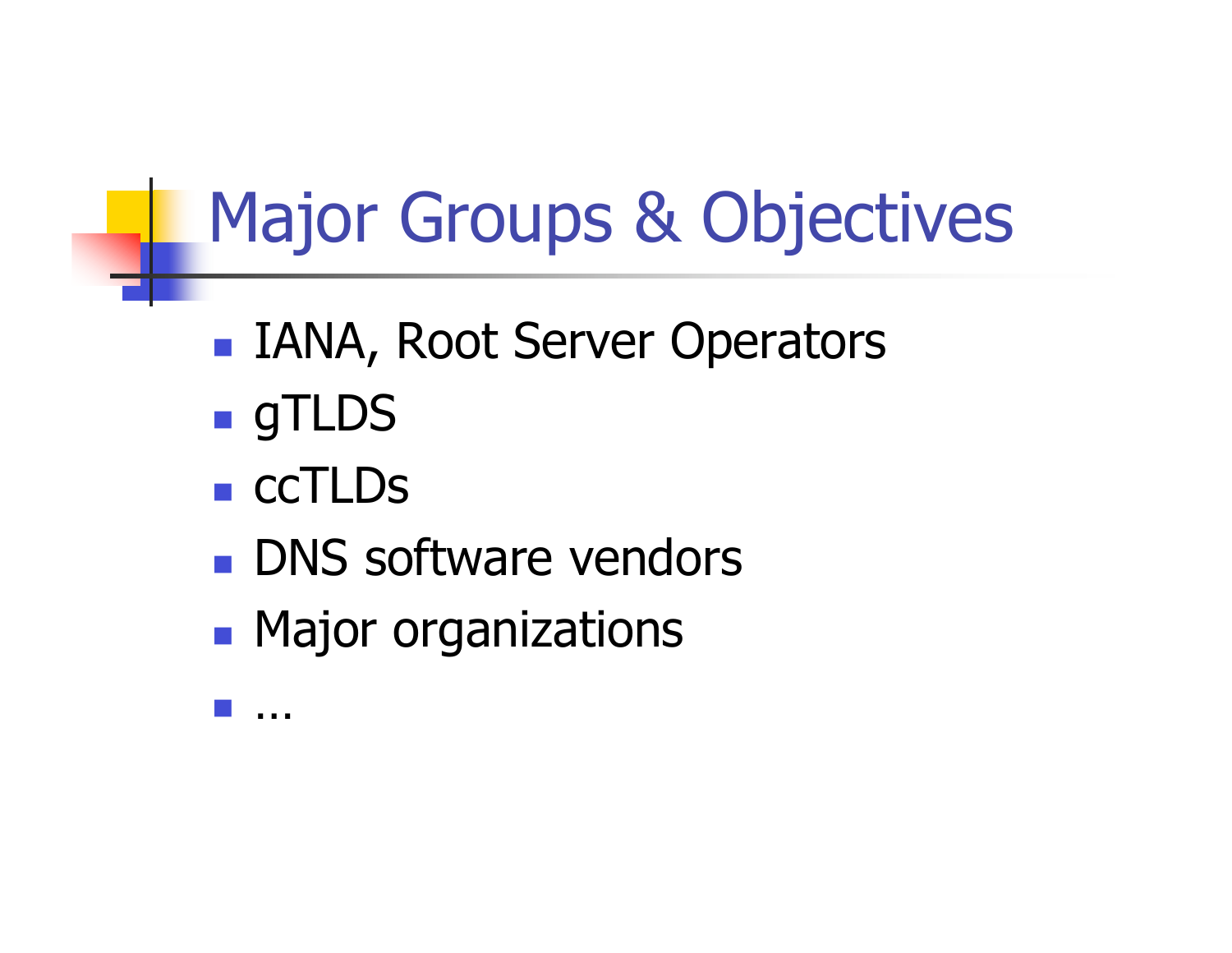# Major Groups & Objectives

- IANA, Root Server Operators
- gTLDS
- ccTLDs
- DNS software vendors
- Major organizations
- …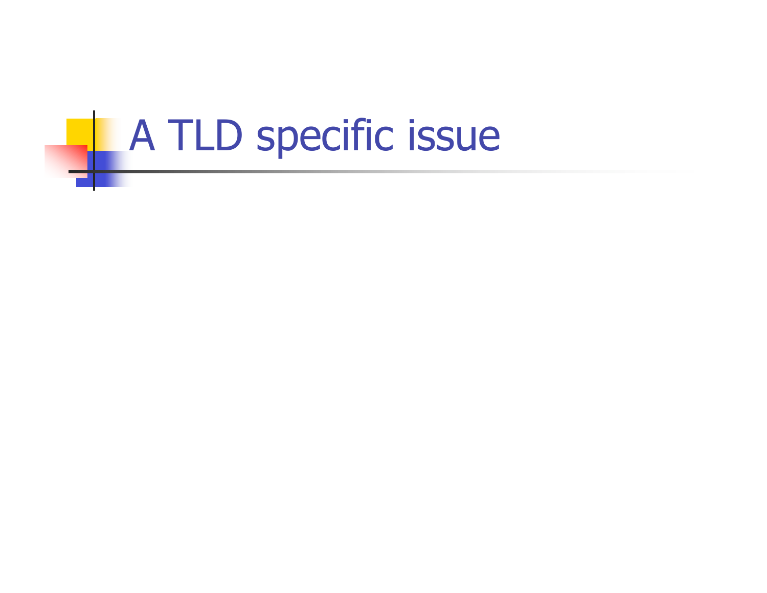# A TLD specific issue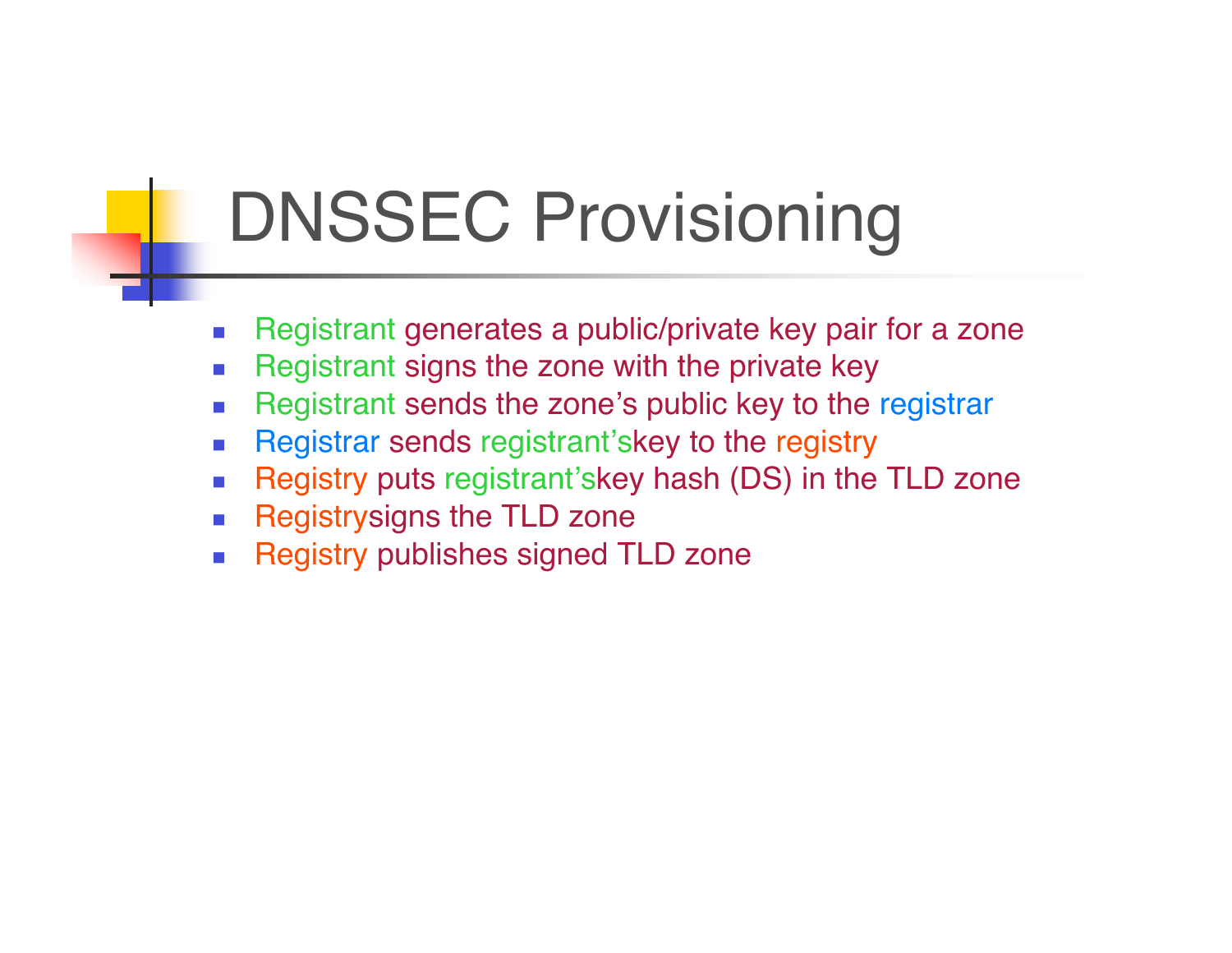# DNSSEC Provisioning

- Registrant generates a public/private key pair for a zone
- Registrant signs the zone with the private key
- Registrant sends the zone's public key to the registrar
- Registrar sends registrant'skey to the registry
- Registry puts registrant'skey hash (DS) in the TLD zone
- Registrysigns the TLD zone
- Registry publishes signed TLD zone